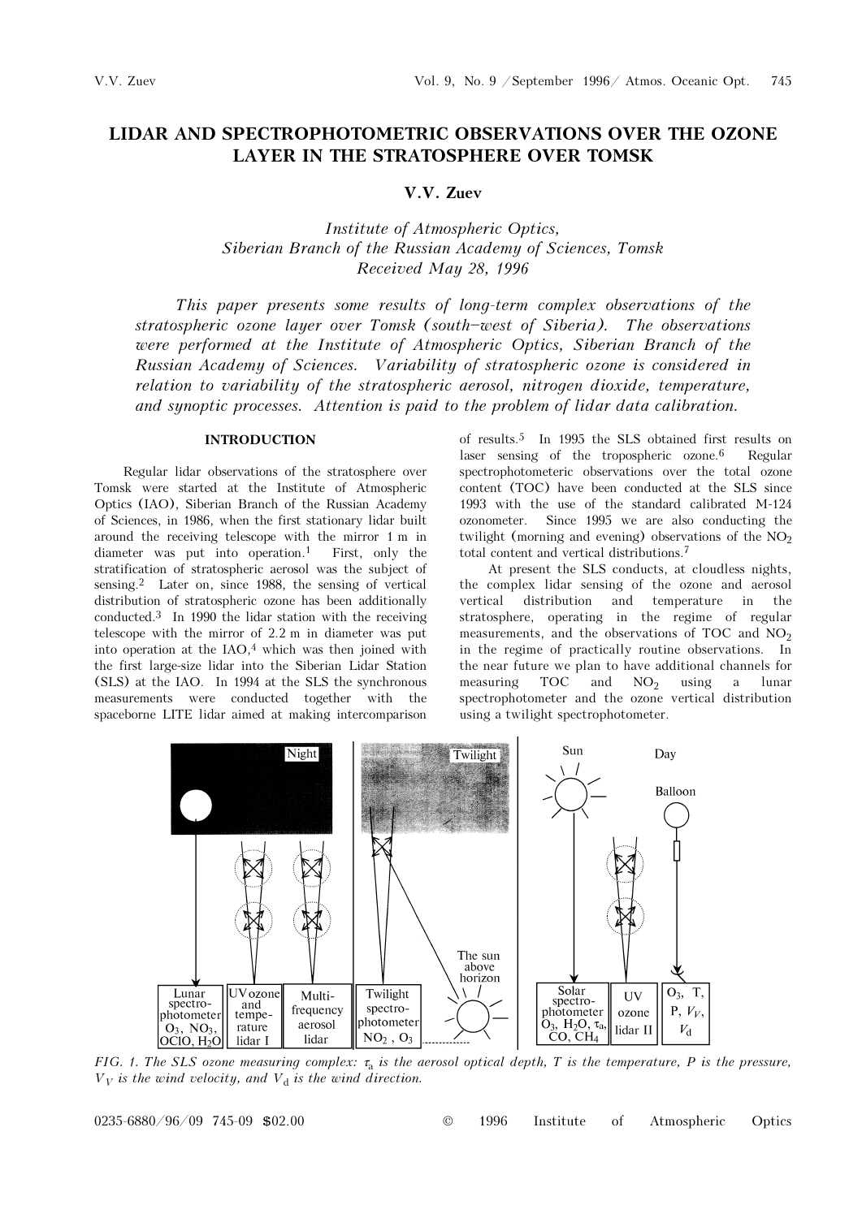# LIDAR AND SPECTROPHOTOMETRIC OBSERVATIONS OVER THE OZONE LAYER IN THE STRATOSPHERE OVER TOMSK

**V.V. Zuev**

*Institute of Atmospheric Optics,*
*Siberian Branch of the Russian Academy of Sciences, Tomsk*
*Received May 28, 1996*

*This paper presents some results of long-term complex observations of the stratospheric ozone layer over Tomsk (south–west of Siberia). The observations were performed at the Institute of Atmospheric Optics, Siberian Branch of the Russian Academy of Sciences. Variability of stratospheric ozone is considered in relation to variability of the stratospheric aerosol, nitrogen dioxide, temperature, and synoptic processes. Attention is paid to the problem of lidar data calibration.*

## INTRODUCTION

Regular lidar observations of the stratosphere over Tomsk were started at the Institute of Atmospheric Optics (IAO), Siberian Branch of the Russian Academy of Sciences, in 1986, when the first stationary lidar built around the receiving telescope with the mirror 1 m in diameter was put into operation.[1] First, only the stratification of stratospheric aerosol was the subject of sensing.[2] Later on, since 1988, the sensing of vertical distribution of stratospheric ozone has been additionally conducted.[3] In 1990 the lidar station with the receiving telescope with the mirror of 2.2 m in diameter was put into operation at the IAO,[4] which was then joined with the first large-size lidar into the Siberian Lidar Station (SLS) at the IAO. In 1994 at the SLS the synchronous measurements were conducted together with the spaceborne LITE lidar aimed at making intercomparison of results.[5] In 1995 the SLS obtained first results on laser sensing of the tropospheric ozone.[6] Regular spectrophotometeric observations over the total ozone content (TOC) have been conducted at the SLS since 1993 with the use of the standard calibrated M-124 ozonometer. Since 1995 we are also conducting the twilight (morning and evening) observations of the $NO_2$ total content and vertical distributions.[7]

At present the SLS conducts, at cloudless nights, the complex lidar sensing of the ozone and aerosol vertical distribution and temperature in the stratosphere, operating in the regime of regular measurements, and the observations of TOC and $NO_2$ in the regime of practically routine observations. In the near future we plan to have additional channels for measuring TOC and $NO_2$ using a lunar spectrophotometer and the ozone vertical distribution using a twilight spectrophotometer.

*FIG. 1. The SLS ozone measuring complex: $\tau_a$ is the aerosol optical depth, $T$ is the temperature, $P$ is the pressure, $V_V$ is the wind velocity, and $V_d$ is the wind direction.*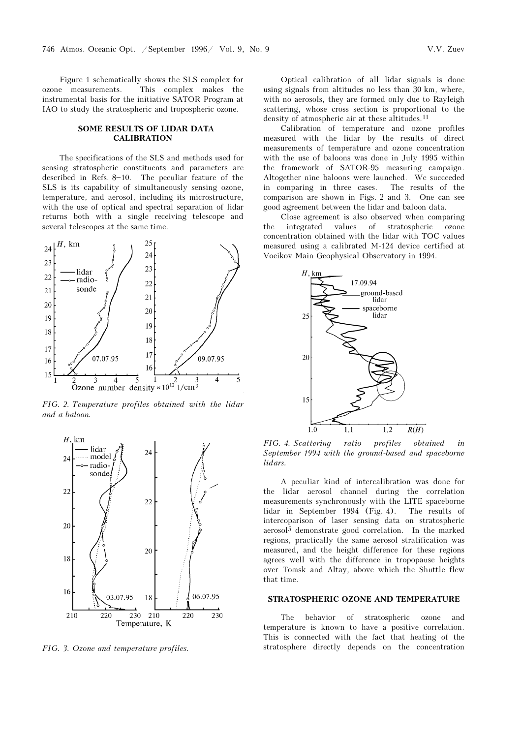Figure 1 schematically shows the SLS complex for ozone measurements. This complex makes the instrumental basis for the initiative SATOR Program at IAO to study the stratospheric and tropospheric ozone.

## SOME RESULTS OF LIDAR DATA CALIBRATION

The specifications of the SLS and methods used for sensing stratospheric constituents and parameters are described in Refs. 8–10. The peculiar feature of the SLS is its capability of simultaneously sensing ozone, temperature, and aerosol, including its microstructure, with the use of optical and spectral separation of lidar returns both with a single receiving telescope and several telescopes at the same time.

*FIG. 2. Temperature profiles obtained with the lidar and a baloon.*

*FIG. 3. Ozone and temperature profiles.*

Optical calibration of all lidar signals is done using signals from altitudes no less than 30 km, where, with no aerosols, they are formed only due to Rayleigh scattering, whose cross section is proportional to the density of atmospheric air at these altitudes.[11]

Calibration of temperature and ozone profiles measured with the lidar by the results of direct measurements of temperature and ozone concentration with the use of baloons was done in July 1995 within the framework of SATOR-95 measuring campaign. Altogether nine baloons were launched. We succeeded in comparing in three cases. The results of the comparison are shown in Figs. 2 and 3. One can see good agreement between the lidar and baloon data.

Close agreement is also observed when comparing the integrated values of stratospheric ozone concentration obtained with the lidar with TOC values measured using a calibrated M-124 device certified at Voeikov Main Geophysical Observatory in 1994.

*FIG. 4. Scattering ratio profiles obtained in September 1994 with the ground-based and spaceborne lidars.*

A peculiar kind of intercalibration was done for the lidar aerosol channel during the correlation measurements synchronously with the LITE spaceborne lidar in September 1994 (Fig. 4). The results of intercoparison of laser sensing data on stratospheric aerosol[5] demonstrate good correlation. In the marked regions, practically the same aerosol stratification was measured, and the height difference for these regions agrees well with the difference in tropopause heights over Tomsk and Altay, above which the Shuttle flew that time.

## STRATOSPHERIC OZONE AND TEMPERATURE

The behavior of stratospheric ozone and temperature is known to have a positive correlation. This is connected with the fact that heating of the stratosphere directly depends on the concentration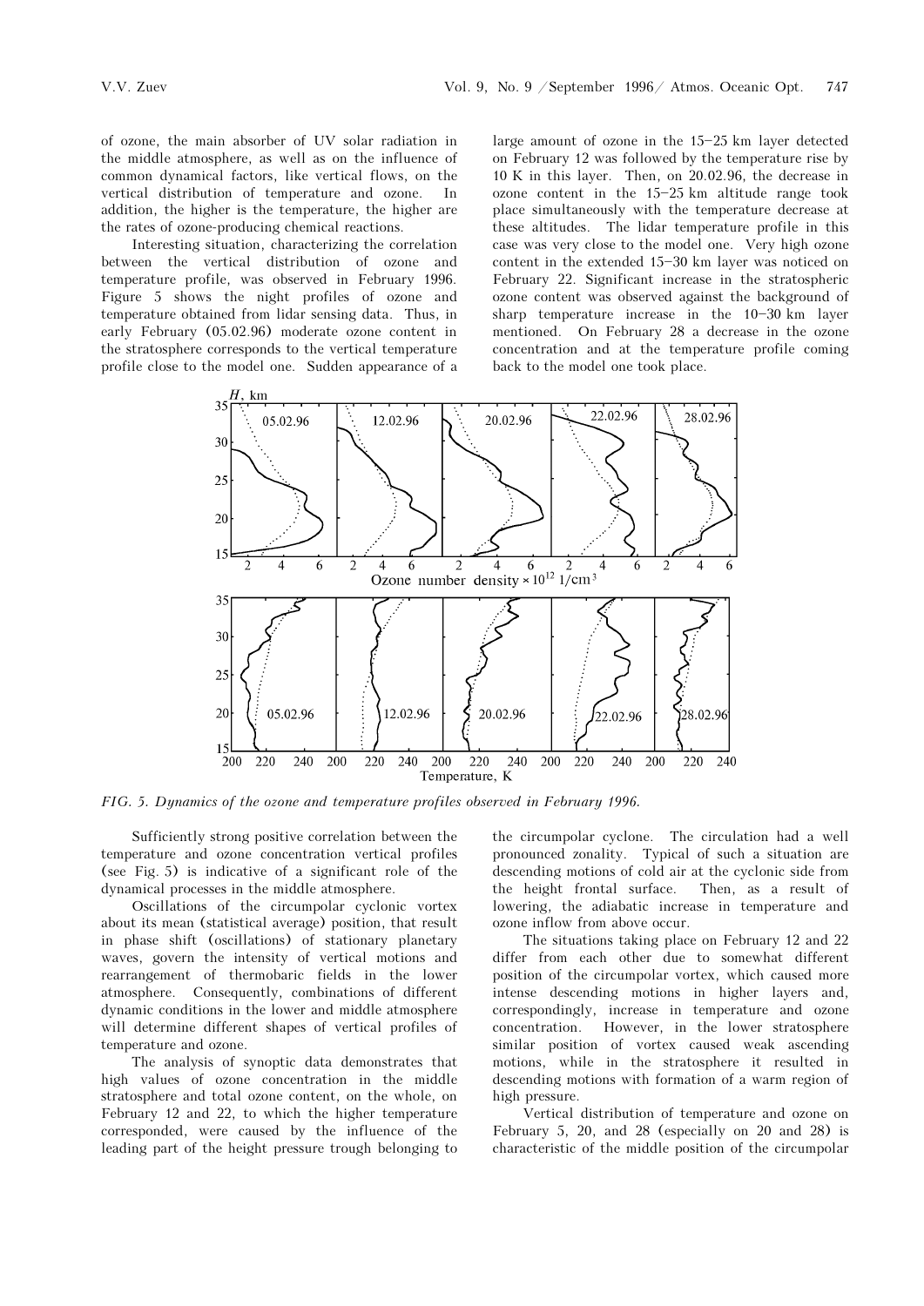of ozone, the main absorber of UV solar radiation in the middle atmosphere, as well as on the influence of common dynamical factors, like vertical flows, on the vertical distribution of temperature and ozone. In addition, the higher is the temperature, the higher are the rates of ozone-producing chemical reactions.

Interesting situation, characterizing the correlation between the vertical distribution of ozone and temperature profile, was observed in February 1996. Figure 5 shows the night profiles of ozone and temperature obtained from lidar sensing data. Thus, in early February (05.02.96) moderate ozone content in the stratosphere corresponds to the vertical temperature profile close to the model one. Sudden appearance of a large amount of ozone in the 15–25 km layer detected on February 12 was followed by the temperature rise by 10 K in this layer. Then, on 20.02.96, the decrease in ozone content in the 15–25 km altitude range took place simultaneously with the temperature decrease at these altitudes. The lidar temperature profile in this case was very close to the model one. Very high ozone content in the extended 15–30 km layer was noticed on February 22. Significant increase in the stratospheric ozone content was observed against the background of sharp temperature increase in the 10–30 km layer mentioned. On February 28 a decrease in the ozone concentration and at the temperature profile coming back to the model one took place.

*FIG. 5. Dynamics of the ozone and temperature profiles observed in February 1996.*

Sufficiently strong positive correlation between the temperature and ozone concentration vertical profiles (see Fig. 5) is indicative of a significant role of the dynamical processes in the middle atmosphere.

Oscillations of the circumpolar cyclonic vortex about its mean (statistical average) position, that result in phase shift (oscillations) of stationary planetary waves, govern the intensity of vertical motions and rearrangement of thermobaric fields in the lower atmosphere. Consequently, combinations of different dynamic conditions in the lower and middle atmosphere will determine different shapes of vertical profiles of temperature and ozone.

The analysis of synoptic data demonstrates that high values of ozone concentration in the middle stratosphere and total ozone content, on the whole, on February 12 and 22, to which the higher temperature corresponded, were caused by the influence of the leading part of the height pressure trough belonging to the circumpolar cyclone. The circulation had a well pronounced zonality. Typical of such a situation are descending motions of cold air at the cyclonic side from the height frontal surface. Then, as a result of lowering, the adiabatic increase in temperature and ozone inflow from above occur.

The situations taking place on February 12 and 22 differ from each other due to somewhat different position of the circumpolar vortex, which caused more intense descending motions in higher layers and, correspondingly, increase in temperature and ozone concentration. However, in the lower stratosphere similar position of vortex caused weak ascending motions, while in the stratosphere it resulted in descending motions with formation of a warm region of high pressure.

Vertical distribution of temperature and ozone on February 5, 20, and 28 (especially on 20 and 28) is characteristic of the middle position of the circumpolar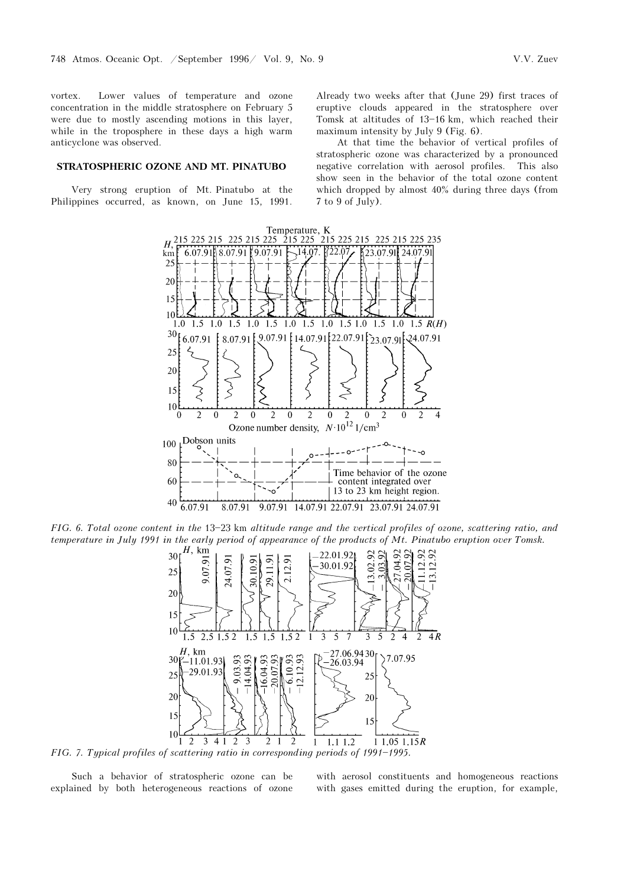vortex. Lower values of temperature and ozone concentration in the middle stratosphere on February 5 were due to mostly ascending motions in this layer, while in the troposphere in these days a high warm anticyclone was observed.

### STRATOSPHERIC OZONE AND MT. PINATUBO

Very strong eruption of Mt. Pinatubo at the Philippines occurred, as known, on June 15, 1991. Already two weeks after that (June 29) first traces of eruptive clouds appeared in the stratosphere over Tomsk at altitudes of 13–16 km, which reached their maximum intensity by July 9 (Fig. 6).

At that time the behavior of vertical profiles of stratospheric ozone was characterized by a pronounced negative correlation with aerosol profiles. This also show seen in the behavior of the total ozone content which dropped by almost 40% during three days (from 7 to 9 of July).

*FIG. 6. Total ozone content in the* 13–23 km *altitude range and the vertical profiles of ozone, scattering ratio, and temperature in July 1991 in the early period of appearance of the products of Mt. Pinatubo eruption over Tomsk.*

*FIG. 7. Typical profiles of scattering ratio in corresponding periods of 1991–1995.*

Such a behavior of stratospheric ozone can be explained by both heterogeneous reactions of ozone with aerosol constituents and homogeneous reactions with gases emitted during the eruption, for example,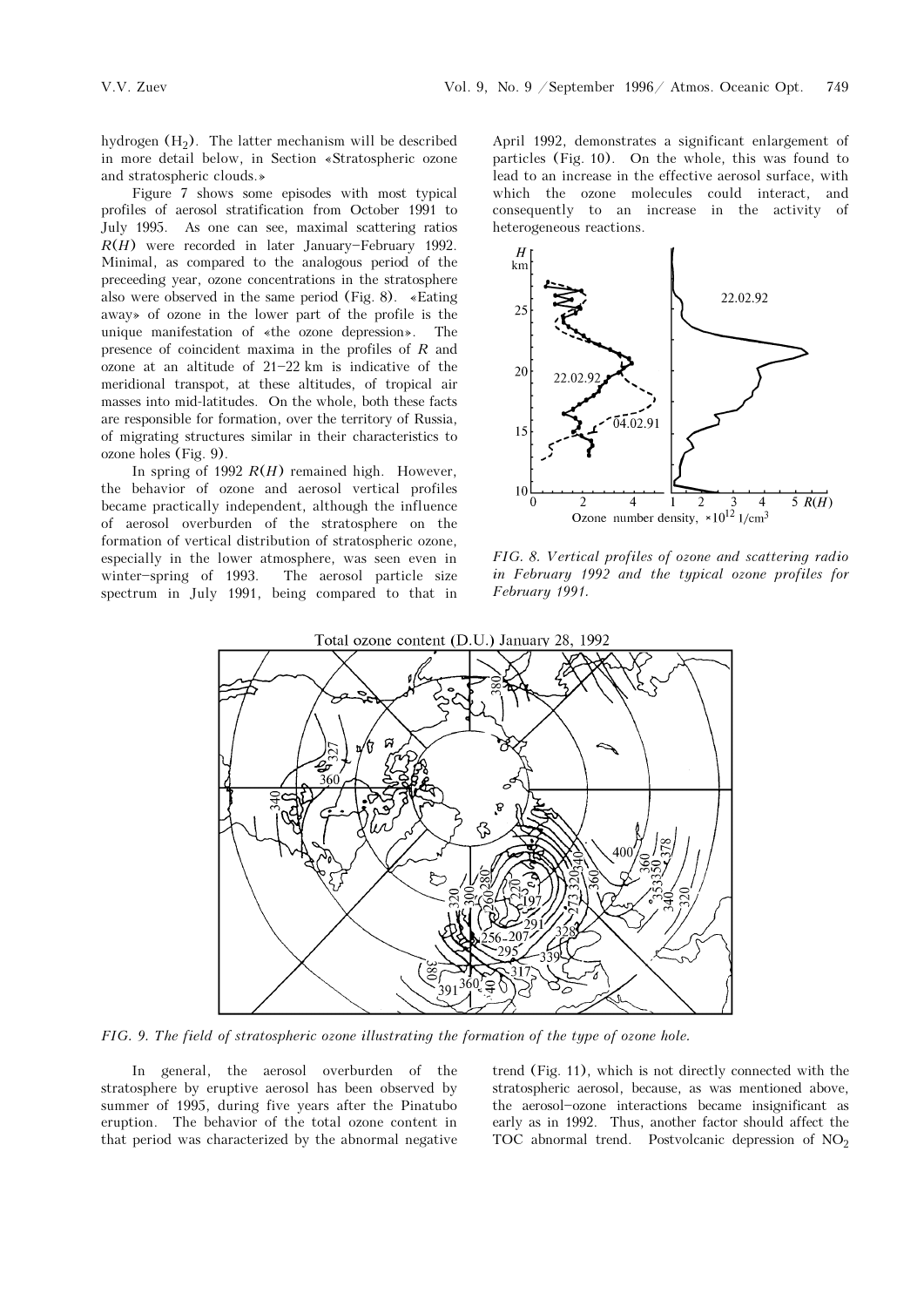hydrogen ($H_2$). The latter mechanism will be described in more detail below, in Section «Stratospheric ozone and stratospheric clouds.»

Figure 7 shows some episodes with most typical profiles of aerosol stratification from October 1991 to July 1995. As one can see, maximal scattering ratios $R(H)$ were recorded in later January–February 1992. Minimal, as compared to the analogous period of the preceeding year, ozone concentrations in the stratosphere also were observed in the same period (Fig. 8). «Eating away» of ozone in the lower part of the profile is the unique manifestation of «the ozone depression». The presence of coincident maxima in the profiles of $R$ and ozone at an altitude of 21–22 km is indicative of the meridional transpot, at these altitudes, of tropical air masses into mid-latitudes. On the whole, both these facts are responsible for formation, over the territory of Russia, of migrating structures similar in their characteristics to ozone holes (Fig. 9).

In spring of 1992 $R(H)$ remained high. However, the behavior of ozone and aerosol vertical profiles became practically independent, although the influence of aerosol overburden of the stratosphere on the formation of vertical distribution of stratospheric ozone, especially in the lower atmosphere, was seen even in winter–spring of 1993. The aerosol particle size spectrum in July 1991, being compared to that in April 1992, demonstrates a significant enlargement of particles (Fig. 10). On the whole, this was found to lead to an increase in the effective aerosol surface, with which the ozone molecules could interact, and consequently to an increase in the activity of heterogeneous reactions.

*FIG. 8. Vertical profiles of ozone and scattering radio in February 1992 and the typical ozone profiles for February 1991.*

*FIG. 9. The field of stratospheric ozone illustrating the formation of the type of ozone hole.*

In general, the aerosol overburden of the stratosphere by eruptive aerosol has been observed by summer of 1995, during five years after the Pinatubo eruption. The behavior of the total ozone content in that period was characterized by the abnormal negative trend (Fig. 11), which is not directly connected with the stratospheric aerosol, because, as was mentioned above, the aerosol–ozone interactions became insignificant as early as in 1992. Thus, another factor should affect the TOC abnormal trend. Postvolcanic depression of $NO_2$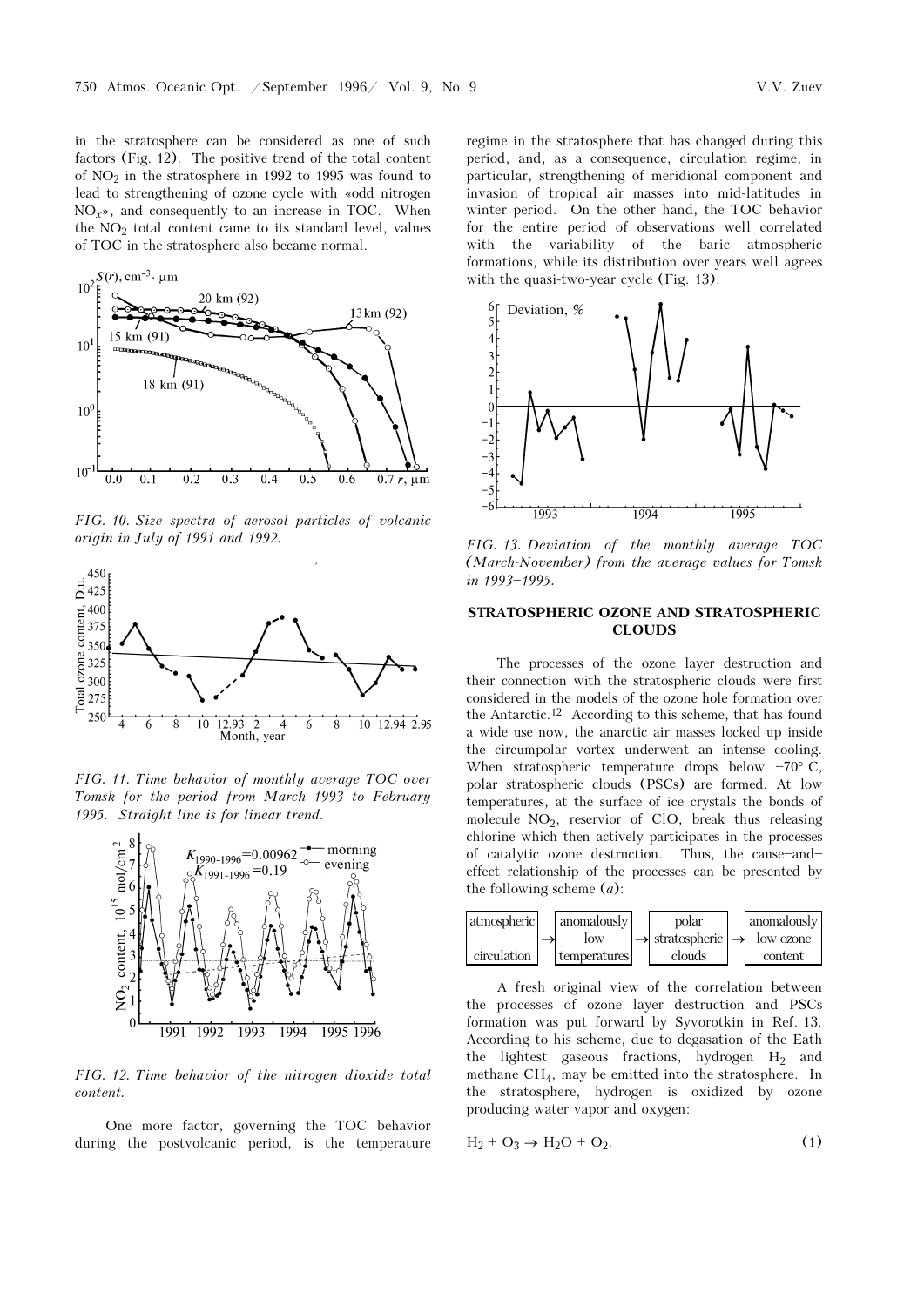in the stratosphere can be considered as one of such factors (Fig. 12). The positive trend of the total content of $NO_2$ in the stratosphere in 1992 to 1995 was found to lead to strengthening of ozone cycle with «odd nitrogen $NO_x$», and consequently to an increase in TOC. When the $NO_2$ total content came to its standard level, values of TOC in the stratosphere also became normal.

*FIG. 10. Size spectra of aerosol particles of volcanic origin in July of 1991 and 1992.*

*FIG. 11. Time behavior of monthly average TOC over Tomsk for the period from March 1993 to February 1995. Straight line is for linear trend.*

*FIG. 12. Time behavior of the nitrogen dioxide total content.*

One more factor, governing the TOC behavior during the postvolcanic period, is the temperature regime in the stratosphere that has changed during this period, and, as a consequence, circulation regime, in particular, strengthening of meridional component and invasion of tropical air masses into mid-latitudes in winter period. On the other hand, the TOC behavior for the entire period of observations well correlated with the variability of the baric atmospheric formations, while its distribution over years well agrees with the quasi-two-year cycle (Fig. 13).

*FIG. 13. Deviation of the monthly average TOC (March-November) from the average values for Tomsk in 1993–1995.*

## STRATOSPHERIC OZONE AND STRATOSPHERIC CLOUDS

The processes of the ozone layer destruction and their connection with the stratospheric clouds were first considered in the models of the ozone hole formation over the Antarctic.[12] According to this scheme, that has found a wide use now, the anarctic air masses locked up inside the circumpolar vortex underwent an intense cooling. When stratospheric temperature drops below −70° C, polar stratospheric clouds (PSCs) are formed. At low temperatures, at the surface of ice crystals the bonds of molecule $NO_2$, reservior of ClO, break thus releasing chlorine which then actively participates in the processes of catalytic ozone destruction. Thus, the cause–and–effect relationship of the processes can be presented by the following scheme (*a*):

| atmospheric circulation | → | anomalously low temperatures | → | polar stratospheric clouds | → | anomalously low ozone content |
|---|---|---|---|---|---|---|

A fresh original view of the correlation between the processes of ozone layer destruction and PSCs formation was put forward by Syvorotkin in Ref. 13. According to his scheme, due to degasation of the Eath the lightest gaseous fractions, hydrogen $H_2$ and methane $CH_4$, may be emitted into the stratosphere. In the stratosphere, hydrogen is oxidized by ozone producing water vapor and oxygen:

$$H_2 + O_3 \rightarrow H_2O + O_2. \quad (1)$$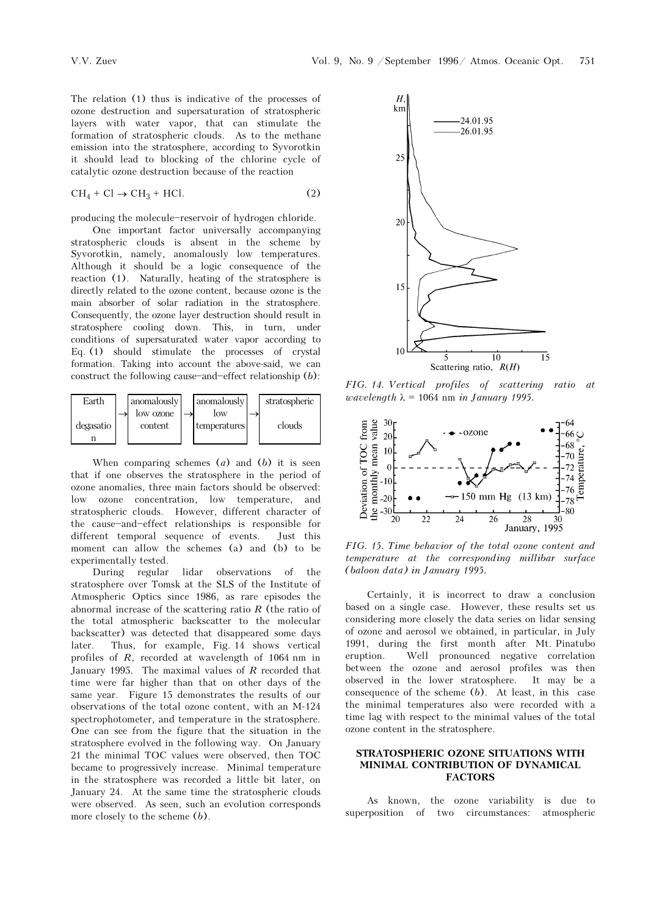The relation (1) thus is indicative of the processes of ozone destruction and supersaturation of stratospheric layers with water vapor, that can stimulate the formation of stratospheric clouds. As to the methane emission into the stratosphere, according to Syvorotkin it should lead to blocking of the chlorine cycle of catalytic ozone destruction because of the reaction

$$CH_4 + Cl \rightarrow CH_3 + HCl. \tag{2}$$

producing the molecule–reservoir of hydrogen chloride.

One important factor universally accompanying stratospheric clouds is absent in the scheme by Syvorotkin, namely, anomalously low temperatures. Although it should be a logic consequence of the reaction (1). Naturally, heating of the stratosphere is directly related to the ozone content, because ozone is the main absorber of solar radiation in the stratosphere. Consequently, the ozone layer destruction should result in stratosphere cooling down. This, in turn, under conditions of supersaturated water vapor according to Eq. (1) should stimulate the processes of crystal formation. Taking into account the above-said, we can construct the following cause–and–effect relationship (*b*):

| Earth degasation | → | anomalously low ozone content | → | anomalously low temperatures | → | stratospheric clouds |
|---|---|---|---|---|---|---|

When comparing schemes (*a*) and (*b*) it is seen that if one observes the stratosphere in the period of ozone anomalies, three main factors should be observed: low ozone concentration, low temperature, and stratospheric clouds. However, different character of the cause–and–effect relationships is responsible for different temporal sequence of events. Just this moment can allow the schemes (a) and (b) to be experimentally tested.

During regular lidar observations of the stratosphere over Tomsk at the SLS of the Institute of Atmospheric Optics since 1986, as rare episodes the abnormal increase of the scattering ratio $R$ (the ratio of the total atmospheric backscatter to the molecular backscatter) was detected that disappeared some days later. Thus, for example, Fig. 14 shows vertical profiles of $R$, recorded at wavelength of 1064 nm in January 1995. The maximal values of $R$ recorded that time were far higher than that on other days of the same year. Figure 15 demonstrates the results of our observations of the total ozone content, with an M-124 spectrophotometer, and temperature in the stratosphere. One can see from the figure that the situation in the stratosphere evolved in the following way. On January 21 the minimal TOC values were observed, then TOC became to progressively increase. Minimal temperature in the stratosphere was recorded a little bit later, on January 24. At the same time the stratospheric clouds were observed. As seen, such an evolution corresponds more closely to the scheme (*b*).

*FIG. 14. Vertical profiles of scattering ratio at wavelength* $\lambda$ = 1064 nm *in January 1995.*

*FIG. 15. Time behavior of the total ozone content and temperature at the corresponding millibar surface (baloon data) in January 1995.*

Certainly, it is incorrect to draw a conclusion based on a single case. However, these results set us considering more closely the data series on lidar sensing of ozone and aerosol we obtained, in particular, in July 1991, during the first month after Mt. Pinatubo eruption. Well pronounced negative correlation between the ozone and aerosol profiles was then observed in the lower stratosphere. It may be a consequence of the scheme (*b*). At least, in this case the minimal temperatures also were recorded with a time lag with respect to the minimal values of the total ozone content in the stratosphere.

## STRATOSPHERIC OZONE SITUATIONS WITH MINIMAL CONTRIBUTION OF DYNAMICAL FACTORS

As known, the ozone variability is due to superposition of two circumstances: atmospheric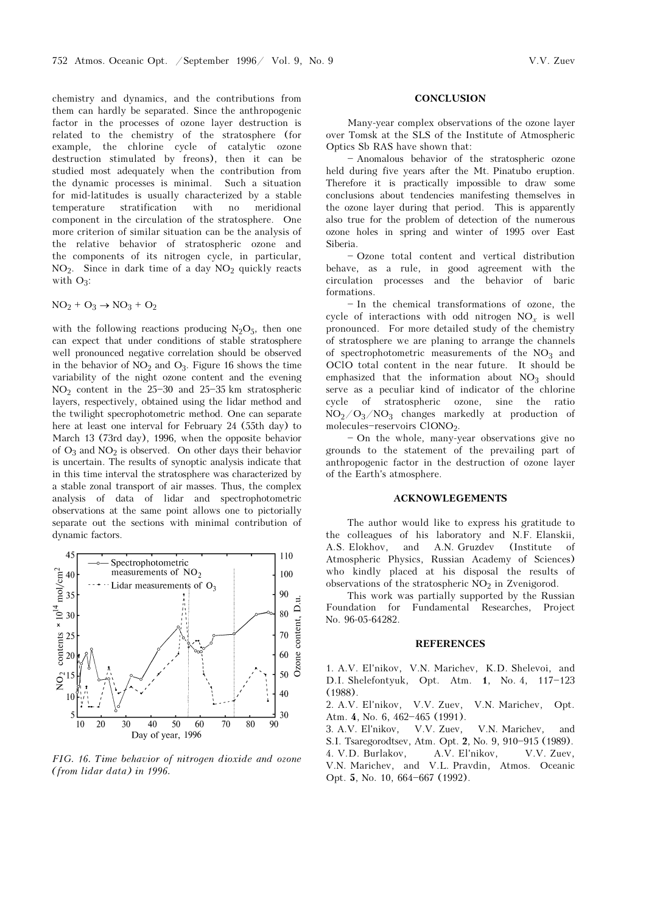chemistry and dynamics, and the contributions from them can hardly be separated. Since the anthropogenic factor in the processes of ozone layer destruction is related to the chemistry of the stratosphere (for example, the chlorine cycle of catalytic ozone destruction stimulated by freons), then it can be studied most adequately when the contribution from the dynamic processes is minimal. Such a situation for mid-latitudes is usually characterized by a stable temperature stratification with no meridional component in the circulation of the stratosphere. One more criterion of similar situation can be the analysis of the relative behavior of stratospheric ozone and the components of its nitrogen cycle, in particular, $NO_2$. Since in dark time of a day $NO_2$ quickly reacts with $O_3$:

$$NO_2 + O_3 \rightarrow NO_3 + O_2$$

with the following reactions producing $N_2O_5$, then one can expect that under conditions of stable stratosphere well pronounced negative correlation should be observed in the behavior of $NO_2$ and $O_3$. Figure 16 shows the time variability of the night ozone content and the evening $NO_2$ content in the 25–30 and 25–35 km stratospheric layers, respectively, obtained using the lidar method and the twilight specrophotometric method. One can separate here at least one interval for February 24 (55th day) to March 13 (73rd day), 1996, when the opposite behavior of $O_3$ and $NO_2$ is observed. On other days their behavior is uncertain. The results of synoptic analysis indicate that in this time interval the stratosphere was characterized by a stable zonal transport of air masses. Thus, the complex analysis of data of lidar and spectrophotometric observations at the same point allows one to pictorially separate out the sections with minimal contribution of dynamic factors.

*FIG. 16. Time behavior of nitrogen dioxide and ozone (from lidar data) in 1996.*

## CONCLUSION

Many-year complex observations of the ozone layer over Tomsk at the SLS of the Institute of Atmospheric Optics Sb RAS have shown that:

– Anomalous behavior of the stratospheric ozone held during five years after the Mt. Pinatubo eruption. Therefore it is practically impossible to draw some conclusions about tendencies manifesting themselves in the ozone layer during that period. This is apparently also true for the problem of detection of the numerous ozone holes in spring and winter of 1995 over East Siberia.

– Ozone total content and vertical distribution behave, as a rule, in good agreement with the circulation processes and the behavior of baric formations.

– In the chemical transformations of ozone, the cycle of interactions with odd nitrogen $NO_x$ is well pronounced. For more detailed study of the chemistry of stratosphere we are planing to arrange the channels of spectrophotometric measurements of the $NO_3$ and OClO total content in the near future. It should be emphasized that the information about $NO_3$ should serve as a peculiar kind of indicator of the chlorine cycle of stratospheric ozone, sine the ratio $NO_2/O_3/NO_3$ changes markedly at production of molecules–reservoirs $ClONO_2$.

– On the whole, many-year observations give no grounds to the statement of the prevailing part of anthropogenic factor in the destruction of ozone layer of the Earth's atmosphere.

## ACKNOWLEGEMENTS

The author would like to express his gratitude to the colleagues of his laboratory and N.F. Elanskii, A.S. Elokhov, and A.N. Gruzdev (Institute of Atmospheric Physics, Russian Academy of Sciences) who kindly placed at his disposal the results of observations of the stratospheric $NO_2$ in Zvenigorod.

This work was partially supported by the Russian Foundation for Fundamental Researches, Project No. 96-05-64282.

## REFERENCES

1. A.V. El'nikov, V.N. Marichev, K.D. Shelevoi, and D.I. Shelefontyuk, Opt. Atm. **1**, No. 4, 117–123 (1988).
2. A.V. El'nikov, V.V. Zuev, V.N. Marichev, Opt. Atm. **4**, No. 6, 462–465 (1991).
3. A.V. El'nikov, V.V. Zuev, V.N. Marichev, and S.I. Tsaregorodtsev, Atm. Opt. **2**, No. 9, 910–915 (1989).
4. V.D. Burlakov, A.V. El'nikov, V.V. Zuev, V.N. Marichev, and V.L. Pravdin, Atmos. Oceanic Opt. **5**, No. 10, 664–667 (1992).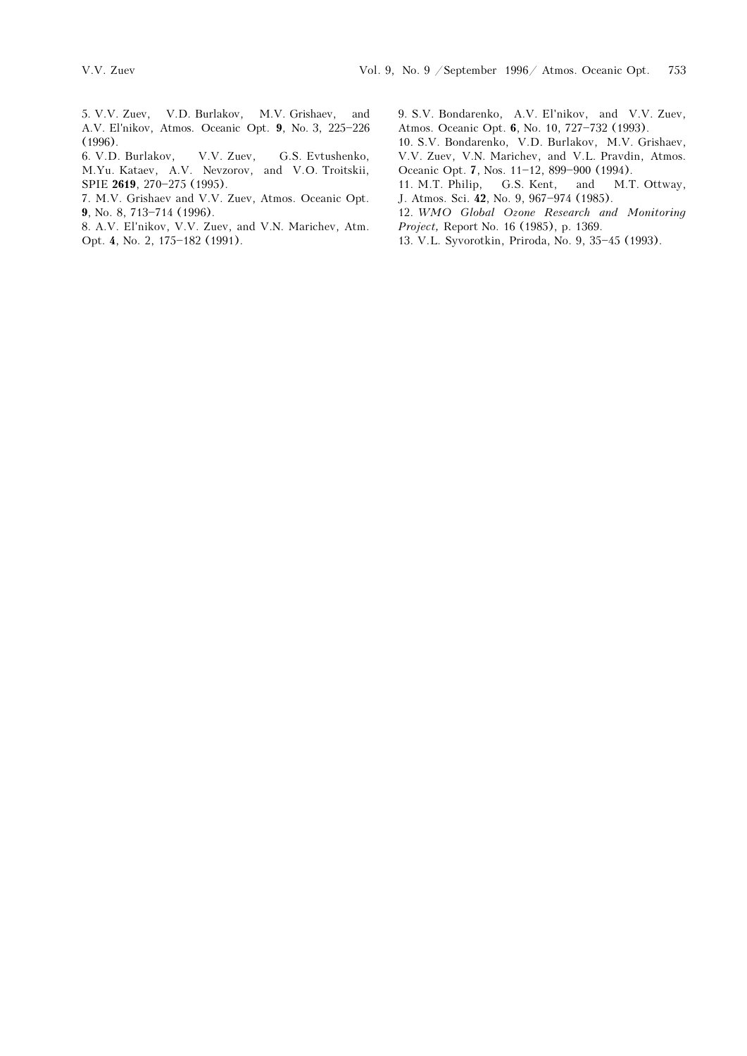5. V.V. Zuev, V.D. Burlakov, M.V. Grishaev, and A.V. El'nikov, Atmos. Oceanic Opt. **9**, No. 3, 225–226 (1996).

6. V.D. Burlakov, V.V. Zuev, G.S. Evtushenko, M.Yu. Kataev, A.V. Nevzorov, and V.O. Troitskii, SPIE **2619**, 270–275 (1995).

7. M.V. Grishaev and V.V. Zuev, Atmos. Oceanic Opt. **9**, No. 8, 713–714 (1996).

8. A.V. El'nikov, V.V. Zuev, and V.N. Marichev, Atm. Opt. **4**, No. 2, 175–182 (1991).

9. S.V. Bondarenko, A.V. El'nikov, and V.V. Zuev, Atmos. Oceanic Opt. **6**, No. 10, 727–732 (1993).

10. S.V. Bondarenko, V.D. Burlakov, M.V. Grishaev, V.V. Zuev, V.N. Marichev, and V.L. Pravdin, Atmos. Oceanic Opt. **7**, Nos. 11–12, 899–900 (1994).

11. M.T. Philip, G.S. Kent, and M.T. Ottway, J. Atmos. Sci. **42**, No. 9, 967–974 (1985).

12. *WMO Global Ozone Research and Monitoring Project,* Report No. 16 (1985), p. 1369.

13. V.L. Syvorotkin, Priroda, No. 9, 35–45 (1993).